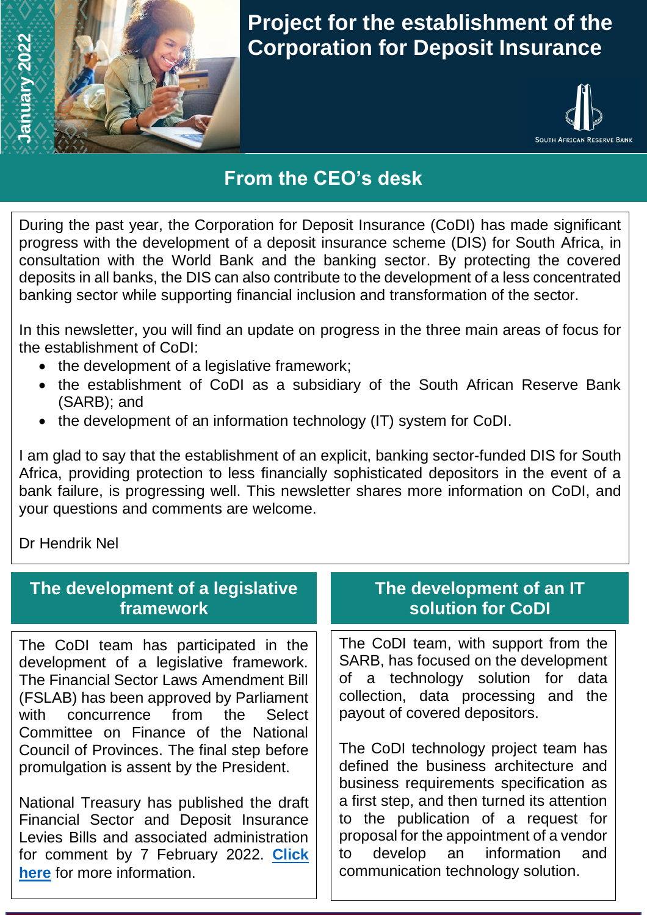January 2022

# Project for the establishment of the Corporation for Deposit Insurance

SOUTH AFRICAN RESERVE BANK

## From the CEO's desk

During the past year, the Corporation for Deposit Insurance (CoDI) has made significant progress with the development of a deposit insurance scheme (DIS) for South Africa, in consultation with the World Bank and the banking sector. By protecting the covered deposits in all banks, the DIS can also contribute to the development of a less concentrated banking sector while supporting financial inclusion and transformation of the sector.

In this newsletter, you will find an update on progress in the three main areas of focus for the establishment of CoDI:

- the development of a legislative framework;
- the establishment of CoDI as a subsidiary of the South African Reserve Bank (SARB); and
- the development of an information technology (IT) system for CoDI.

I am glad to say that the establishment of an explicit, banking sector-funded DIS for South Africa, providing protection to less financially sophisticated depositors in the event of a bank failure, is progressing well. This newsletter shares more information on CoDI, and your questions and comments are welcome.

Dr Hendrik Nel

## The development of a legislative framework

The CoDI team has participated in the development of a legislative framework. The Financial Sector Laws Amendment Bill (FSLAB) has been approved by Parliament with concurrence from the Select Committee on Finance of the National Council of Provinces. The final step before promulgation is assent by the President.

National Treasury has published the draft Financial Sector and Deposit Insurance Levies Bills and associated administration for comment by 7 February 2022. **Click here** for more information.

## The development of an IT solution for CoDI

The CoDI team, with support from the SARB, has focused on the development of a technology solution for data collection, data processing and the payout of covered depositors.

The CoDI technology project team has defined the business architecture and business requirements specification as a first step, and then turned its attention to the publication of a request for proposal for the appointment of a vendor to develop an information and communication technology solution.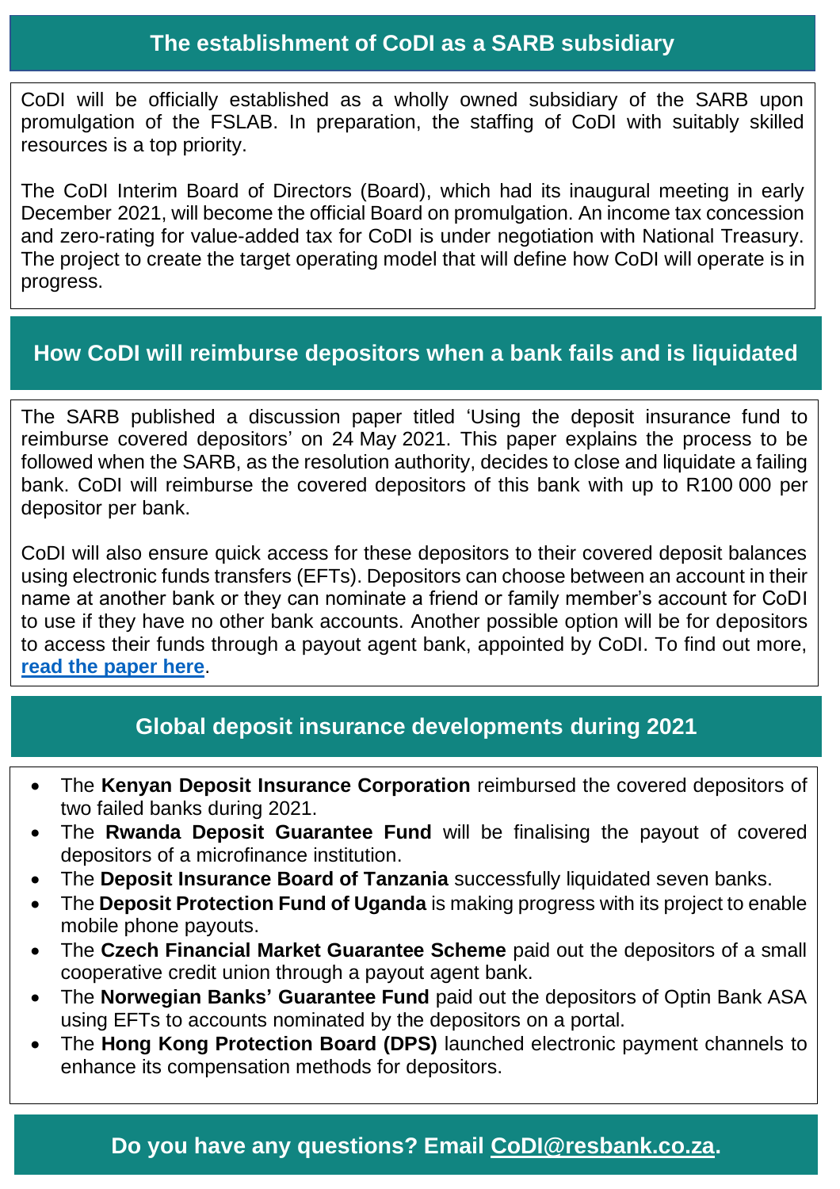## The establishment of CoDI as a SARB subsidiary

CoDI will be officially established as a wholly owned subsidiary of the SARB upon promulgation of the FSLAB. In preparation, the staffing of CoDI with suitably skilled resources is a top priority.

The CoDI Interim Board of Directors (Board), which had its inaugural meeting in early December 2021, will become the official Board on promulgation. An income tax concession and zero-rating for value-added tax for CoDI is under negotiation with National Treasury. The project to create the target operating model that will define how CoDI will operate is in progress.

## How CoDI will reimburse depositors when a bank fails and is liquidated

The SARB published a discussion paper titled 'Using the deposit insurance fund to reimburse covered depositors' on 24 May 2021. This paper explains the process to be followed when the SARB, as the resolution authority, decides to close and liquidate a failing bank. CoDI will reimburse the covered depositors of this bank with up to R100 000 per depositor per bank.

CoDI will also ensure quick access for these depositors to their covered deposit balances using electronic funds transfers (EFTs). Depositors can choose between an account in their name at another bank or they can nominate a friend or family member's account for CoDI to use if they have no other bank accounts. Another possible option will be for depositors to access their funds through a payout agent bank, appointed by CoDI. To find out more, **read the paper here**.

## Global deposit insurance developments during 2021

- The **Kenyan Deposit Insurance Corporation** reimbursed the covered depositors of two failed banks during 2021.
- The **Rwanda Deposit Guarantee Fund** will be finalising the payout of covered depositors of a microfinance institution.
- The **Deposit Insurance Board of Tanzania** successfully liquidated seven banks.
- The **Deposit Protection Fund of Uganda** is making progress with its project to enable mobile phone payouts.
- The **Czech Financial Market Guarantee Scheme** paid out the depositors of a small cooperative credit union through a payout agent bank.
- The **Norwegian Banks' Guarantee Fund** paid out the depositors of Optin Bank ASA using EFTs to accounts nominated by the depositors on a portal.
- The **Hong Kong Protection Board (DPS)** launched electronic payment channels to enhance its compensation methods for depositors.

**Do you have any questions? Email CoDI@resbank.co.za.**